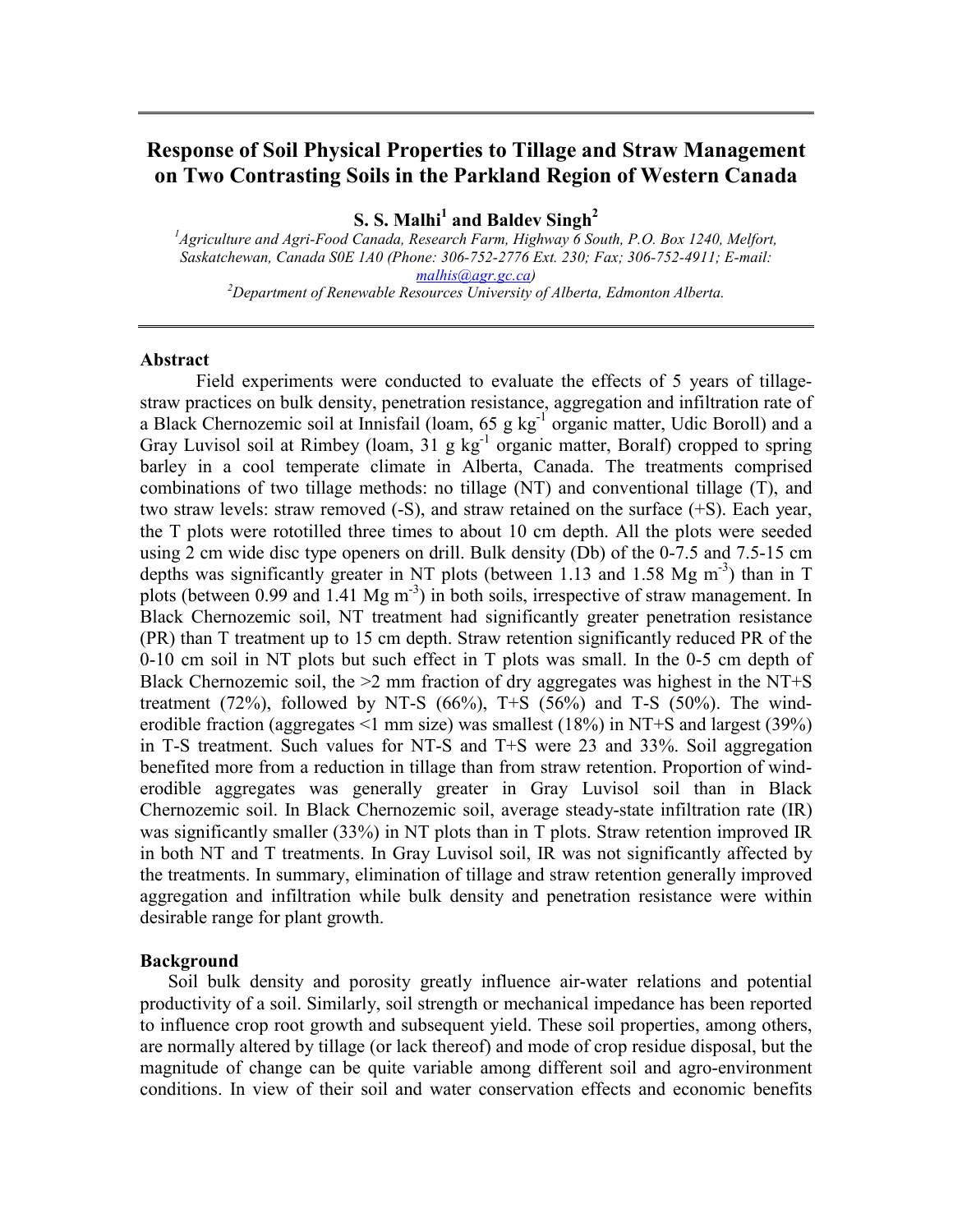# Response of Soil Physical Properties to Tillage and Straw Management on Two Contrasting Soils in the Parkland Region of Western Canada

**S. S. Malhi[1] and Baldev Singh[2]**

[1] *Agriculture and Agri-Food Canada, Research Farm, Highway 6 South, P.O. Box 1240, Melfort, Saskatchewan, Canada S0E 1A0 (Phone: 306-752-2776 Ext. 230; Fax; 306-752-4911; E-mail: malhis@agr.gc.ca)*

[2] *Department of Renewable Resources University of Alberta, Edmonton Alberta.*

## Abstract

Field experiments were conducted to evaluate the effects of 5 years of tillage-straw practices on bulk density, penetration resistance, aggregation and infiltration rate of a Black Chernozemic soil at Innisfail (loam, 65 g $kg^{-1}$ organic matter, Udic Boroll) and a Gray Luvisol soil at Rimbey (loam, 31 g $kg^{-1}$ organic matter, Boralf) cropped to spring barley in a cool temperate climate in Alberta, Canada. The treatments comprised combinations of two tillage methods: no tillage (NT) and conventional tillage (T), and two straw levels: straw removed (-S), and straw retained on the surface (+S). Each year, the T plots were rototilled three times to about 10 cm depth. All the plots were seeded using 2 cm wide disc type openers on drill. Bulk density (Db) of the 0-7.5 and 7.5-15 cm depths was significantly greater in NT plots (between 1.13 and 1.58 Mg $m^{-3}$) than in T plots (between 0.99 and 1.41 Mg $m^{-3}$) in both soils, irrespective of straw management. In Black Chernozemic soil, NT treatment had significantly greater penetration resistance (PR) than T treatment up to 15 cm depth. Straw retention significantly reduced PR of the 0-10 cm soil in NT plots but such effect in T plots was small. In the 0-5 cm depth of Black Chernozemic soil, the >2 mm fraction of dry aggregates was highest in the NT+S treatment (72%), followed by NT-S (66%), T+S (56%) and T-S (50%). The wind-erodible fraction (aggregates <1 mm size) was smallest (18%) in NT+S and largest (39%) in T-S treatment. Such values for NT-S and T+S were 23 and 33%. Soil aggregation benefited more from a reduction in tillage than from straw retention. Proportion of wind-erodible aggregates was generally greater in Gray Luvisol soil than in Black Chernozemic soil. In Black Chernozemic soil, average steady-state infiltration rate (IR) was significantly smaller (33%) in NT plots than in T plots. Straw retention improved IR in both NT and T treatments. In Gray Luvisol soil, IR was not significantly affected by the treatments. In summary, elimination of tillage and straw retention generally improved aggregation and infiltration while bulk density and penetration resistance were within desirable range for plant growth.

## Background

Soil bulk density and porosity greatly influence air-water relations and potential productivity of a soil. Similarly, soil strength or mechanical impedance has been reported to influence crop root growth and subsequent yield. These soil properties, among others, are normally altered by tillage (or lack thereof) and mode of crop residue disposal, but the magnitude of change can be quite variable among different soil and agro-environment conditions. In view of their soil and water conservation effects and economic benefits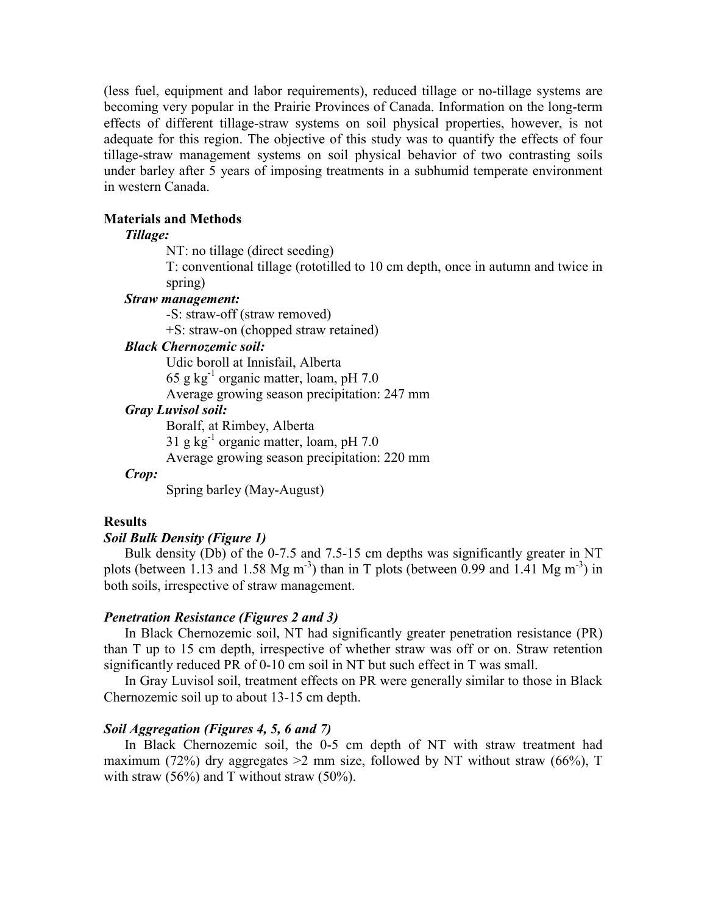(less fuel, equipment and labor requirements), reduced tillage or no-tillage systems are becoming very popular in the Prairie Provinces of Canada. Information on the long-term effects of different tillage-straw systems on soil physical properties, however, is not adequate for this region. The objective of this study was to quantify the effects of four tillage-straw management systems on soil physical behavior of two contrasting soils under barley after 5 years of imposing treatments in a subhumid temperate environment in western Canada.

## Materials and Methods

***Tillage:***

NT: no tillage (direct seeding)

T: conventional tillage (rototilled to 10 cm depth, once in autumn and twice in spring)

***Straw management:***

-S: straw-off (straw removed)

+S: straw-on (chopped straw retained)

***Black Chernozemic soil:***

Udic boroll at Innisfail, Alberta

65 g $kg^{-1}$ organic matter, loam, pH 7.0

Average growing season precipitation: 247 mm

***Gray Luvisol soil:***

Boralf, at Rimbey, Alberta

31 g $kg^{-1}$ organic matter, loam, pH 7.0

Average growing season precipitation: 220 mm

***Crop:***

Spring barley (May-August)

## Results

### *Soil Bulk Density (Figure 1)*

Bulk density (Db) of the 0-7.5 and 7.5-15 cm depths was significantly greater in NT plots (between 1.13 and 1.58 Mg $m^{-3}$) than in T plots (between 0.99 and 1.41 Mg $m^{-3}$) in both soils, irrespective of straw management.

### *Penetration Resistance (Figures 2 and 3)*

In Black Chernozemic soil, NT had significantly greater penetration resistance (PR) than T up to 15 cm depth, irrespective of whether straw was off or on. Straw retention significantly reduced PR of 0-10 cm soil in NT but such effect in T was small.

In Gray Luvisol soil, treatment effects on PR were generally similar to those in Black Chernozemic soil up to about 13-15 cm depth.

### *Soil Aggregation (Figures 4, 5, 6 and 7)*

In Black Chernozemic soil, the 0-5 cm depth of NT with straw treatment had maximum (72%) dry aggregates >2 mm size, followed by NT without straw (66%), T with straw (56%) and T without straw (50%).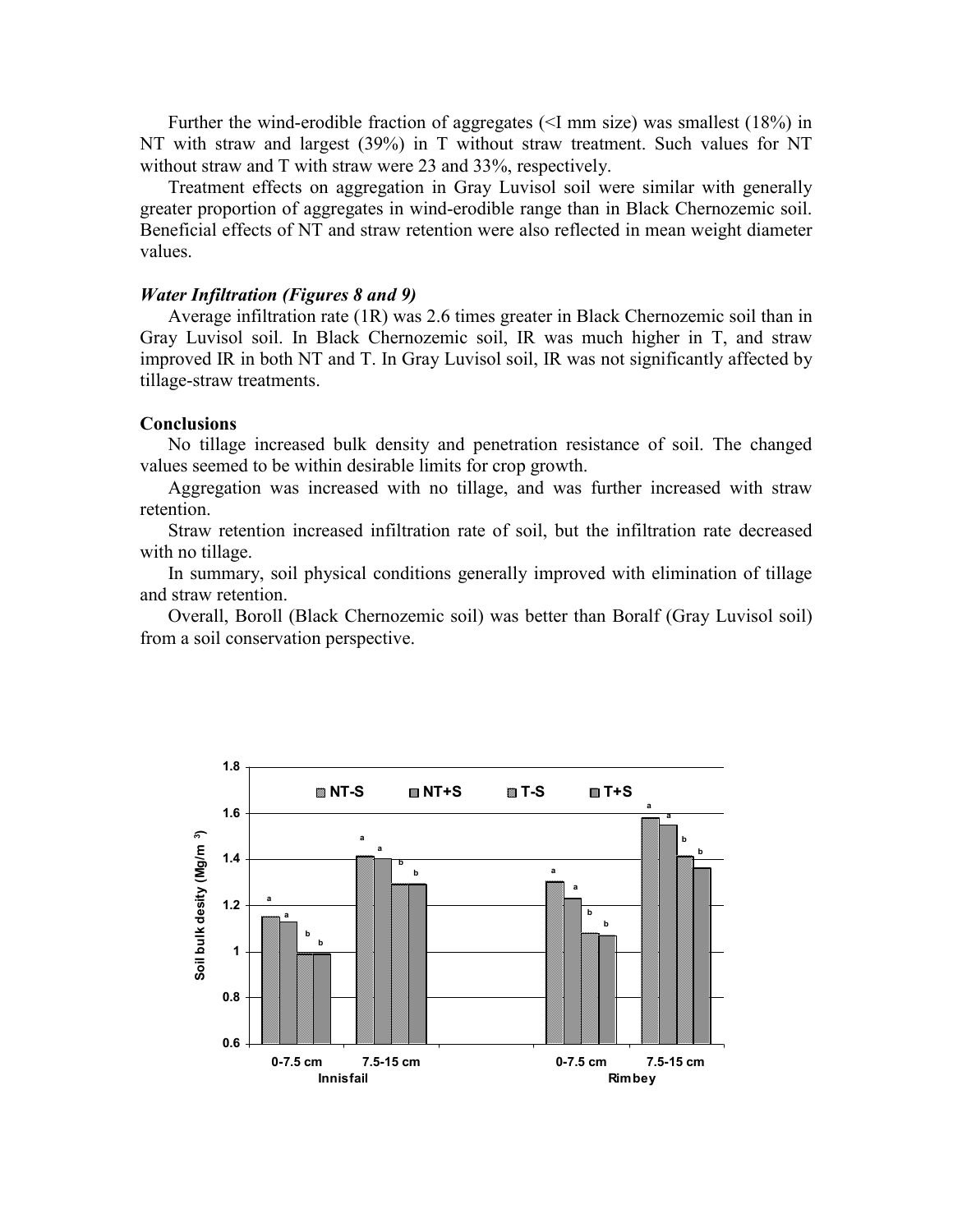Further the wind-erodible fraction of aggregates (<I mm size) was smallest (18%) in NT with straw and largest (39%) in T without straw treatment. Such values for NT without straw and T with straw were 23 and 33%, respectively.

Treatment effects on aggregation in Gray Luvisol soil were similar with generally greater proportion of aggregates in wind-erodible range than in Black Chernozemic soil. Beneficial effects of NT and straw retention were also reflected in mean weight diameter values.

### *Water Infiltration (Figures 8 and 9)*

Average infiltration rate (1R) was 2.6 times greater in Black Chernozemic soil than in Gray Luvisol soil. In Black Chernozemic soil, IR was much higher in T, and straw improved IR in both NT and T. In Gray Luvisol soil, IR was not significantly affected by tillage-straw treatments.

## Conclusions

No tillage increased bulk density and penetration resistance of soil. The changed values seemed to be within desirable limits for crop growth.

Aggregation was increased with no tillage, and was further increased with straw retention.

Straw retention increased infiltration rate of soil, but the infiltration rate decreased with no tillage.

In summary, soil physical conditions generally improved with elimination of tillage and straw retention.

Overall, Boroll (Black Chernozemic soil) was better than Boralf (Gray Luvisol soil) from a soil conservation perspective.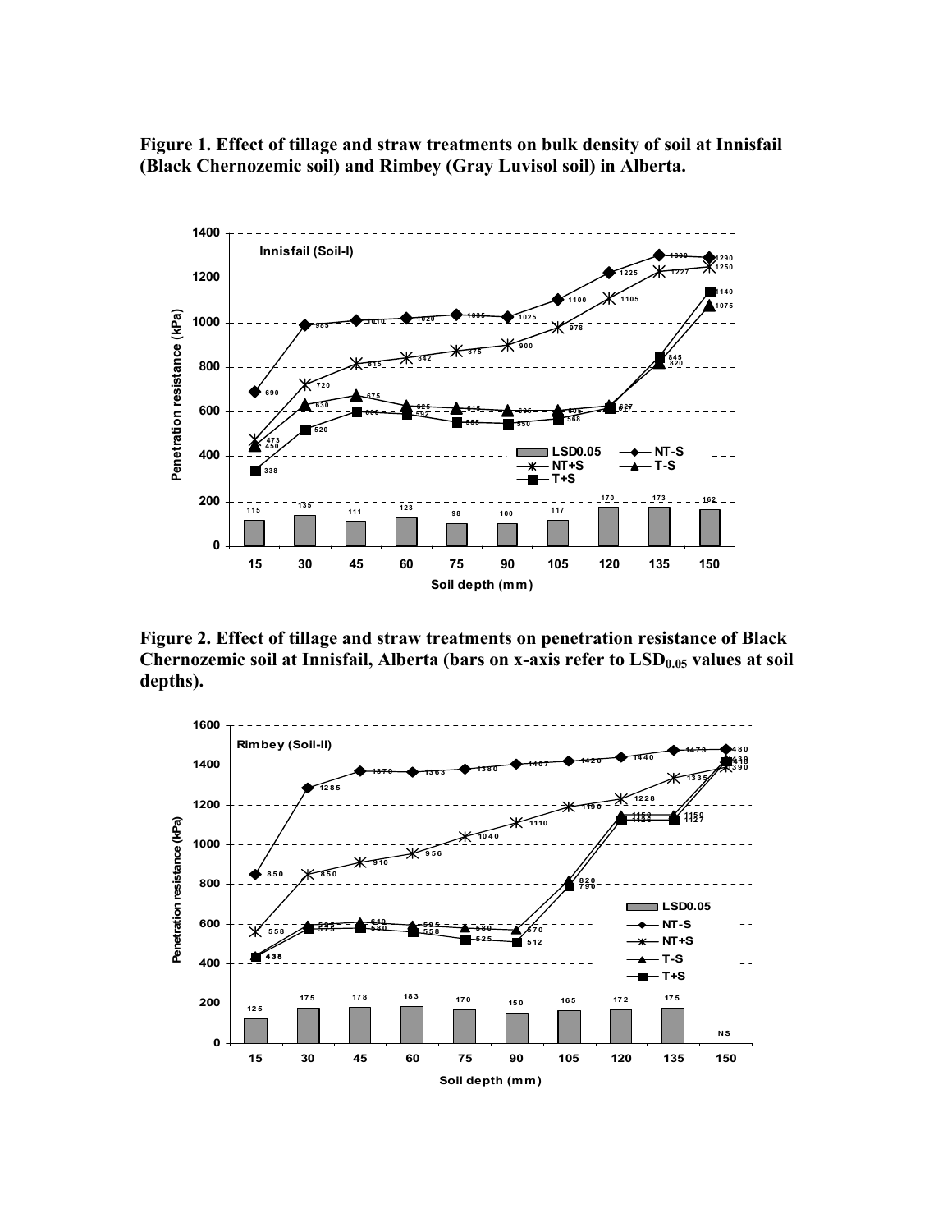**Figure 1. Effect of tillage and straw treatments on bulk density of soil at Innisfail (Black Chernozemic soil) and Rimbey (Gray Luvisol soil) in Alberta.**

**Figure 2. Effect of tillage and straw treatments on penetration resistance of Black Chernozemic soil at Innisfail, Alberta (bars on x-axis refer to $LSD_{0.05}$ values at soil depths).**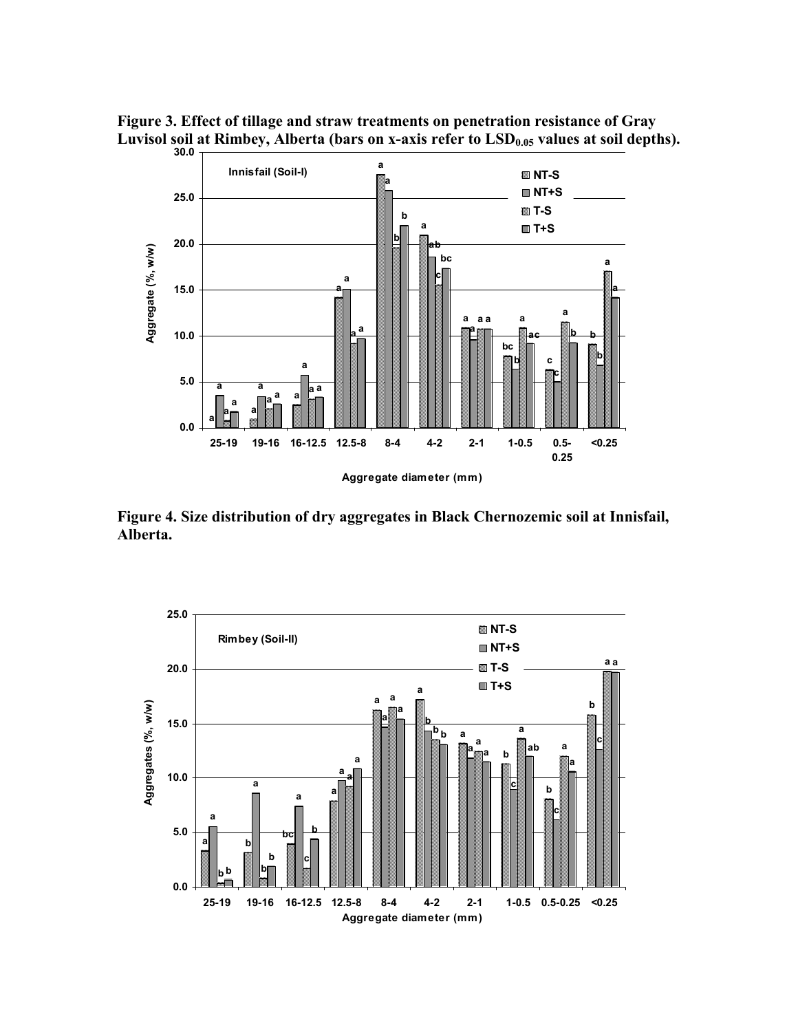**Figure 3. Effect of tillage and straw treatments on penetration resistance of Gray Luvisol soil at Rimbey, Alberta (bars on x-axis refer to $LSD_{0.05}$ values at soil depths).**

**Figure 4. Size distribution of dry aggregates in Black Chernozemic soil at Innisfail, Alberta.**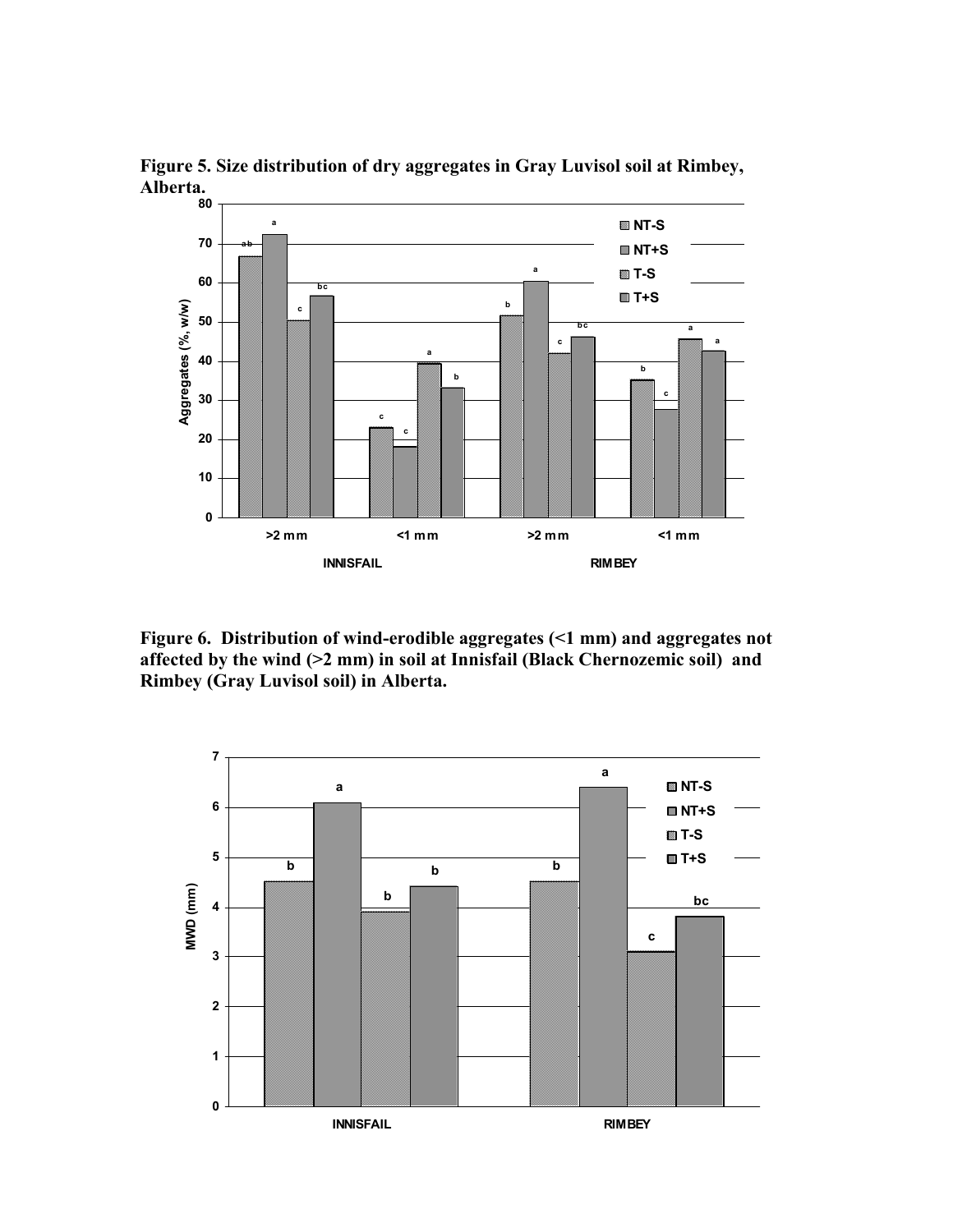**Figure 5. Size distribution of dry aggregates in Gray Luvisol soil at Rimbey, Alberta.**

**Figure 6. Distribution of wind-erodible aggregates (<1 mm) and aggregates not affected by the wind (>2 mm) in soil at Innisfail (Black Chernozemic soil) and Rimbey (Gray Luvisol soil) in Alberta.**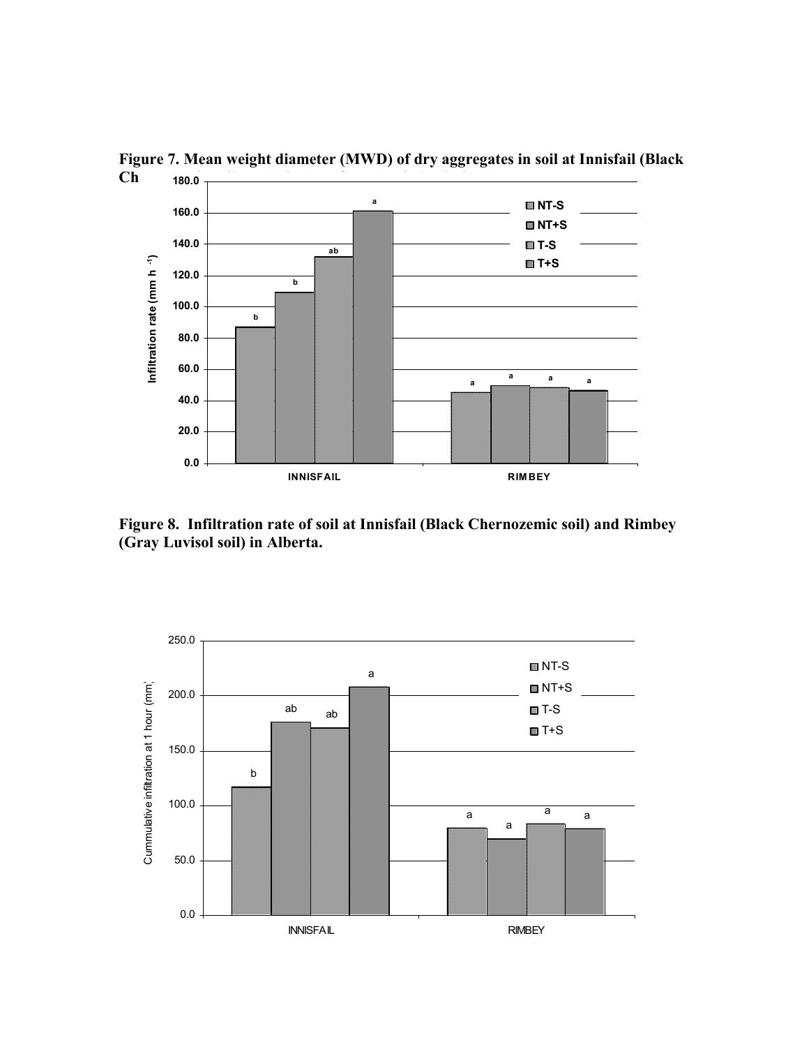**Figure 7. Mean weight diameter (MWD) of dry aggregates in soil at Innisfail (Black Ch**

**Figure 8. Infiltration rate of soil at Innisfail (Black Chernozemic soil) and Rimbey (Gray Luvisol soil) in Alberta.**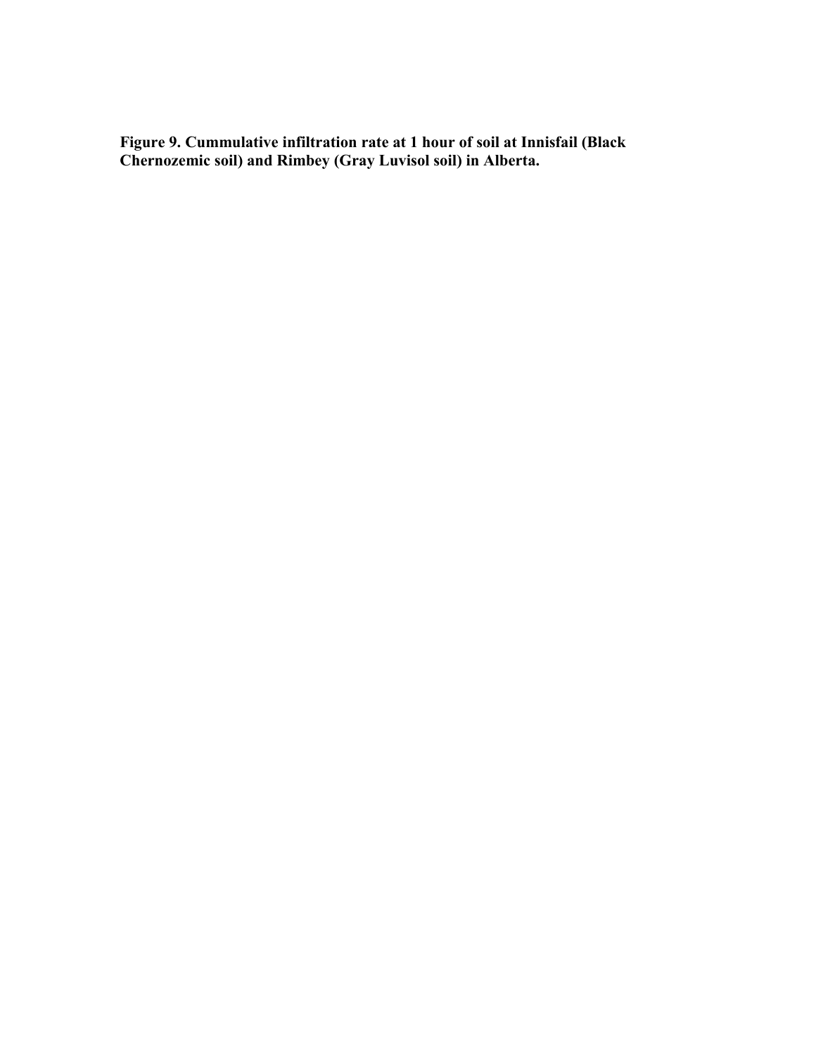**Figure 9. Cummulative infiltration rate at 1 hour of soil at Innisfail (Black Chernozemic soil) and Rimbey (Gray Luvisol soil) in Alberta.**